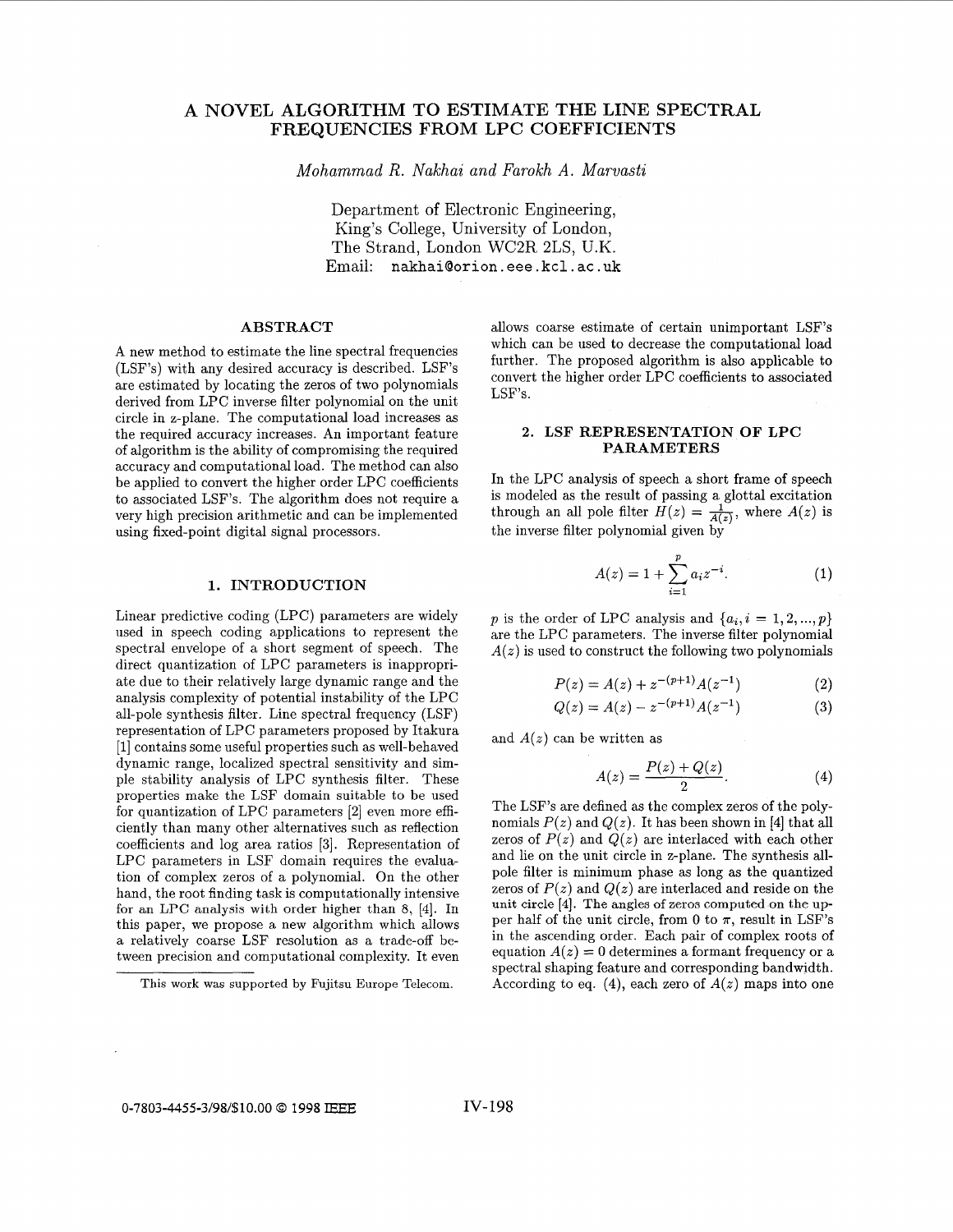# A NOVEL ALGORITHM TO ESTIMATE THE LINE SPECTRAL FREQUENCIES FROM LPC COEFFICIENTS

*Mohammad R. Nakhai and Farokh A. Marvasti*

Department of Electronic Engineering,
King's College, University of London,
The Strand, London WC2R 2LS, U.K.
Email: nakhai@orion.eee.kcl.ac.uk

## ABSTRACT

A new method to estimate the line spectral frequencies (LSF's) with any desired accuracy is described. LSF's are estimated by locating the zeros of two polynomials derived from LPC inverse filter polynomial on the unit circle in z-plane. The computational load increases as the required accuracy increases. An important feature of algorithm is the ability of compromising the required accuracy and computational load. The method can also be applied to convert the higher order LPC coefficients to associated LSF's. The algorithm does not require a very high precision arithmetic and can be implemented using fixed-point digital signal processors.

## 1. INTRODUCTION

Linear predictive coding (LPC) parameters are widely used in speech coding applications to represent the spectral envelope of a short segment of speech. The direct quantization of LPC parameters is inappropriate due to their relatively large dynamic range and the analysis complexity of potential instability of the LPC all-pole synthesis filter. Line spectral frequency (LSF) representation of LPC parameters proposed by Itakura [1] contains some useful properties such as well-behaved dynamic range, localized spectral sensitivity and simple stability analysis of LPC synthesis filter. These properties make the LSF domain suitable to be used for quantization of LPC parameters [2] even more efficiently than many other alternatives such as reflection coefficients and log area ratios [3]. Representation of LPC parameters in LSF domain requires the evaluation of complex zeros of a polynomial. On the other hand, the root finding task is computationally intensive for an LPC analysis with order higher than 8, [4]. In this paper, we propose a new algorithm which allows a relatively coarse LSF resolution as a trade-off between precision and computational complexity. It even allows coarse estimate of certain unimportant LSF's which can be used to decrease the computational load further. The proposed algorithm is also applicable to convert the higher order LPC coefficients to associated LSF's.

This work was supported by Fujitsu Europe Telecom.

## 2. LSF REPRESENTATION OF LPC PARAMETERS

In the LPC analysis of speech a short frame of speech is modeled as the result of passing a glottal excitation through an all pole filter $H(z) = \frac{1}{A(z)}$, where $A(z)$ is the inverse filter polynomial given by

$$A(z) = 1 + \sum_{i=1}^{p} a_i z^{-i}. \tag{1}$$

$p$ is the order of LPC analysis and $\{a_i, i = 1, 2, ..., p\}$ are the LPC parameters. The inverse filter polynomial $A(z)$ is used to construct the following two polynomials

$$P(z) = A(z) + z^{-(p+1)}A(z^{-1}) \tag{2}$$

$$Q(z) = A(z) - z^{-(p+1)}A(z^{-1}) \tag{3}$$

and $A(z)$ can be written as

$$A(z) = \frac{P(z) + Q(z)}{2}. \tag{4}$$

The LSF's are defined as the complex zeros of the polynomials $P(z)$ and $Q(z)$. It has been shown in [4] that all zeros of $P(z)$ and $Q(z)$ are interlaced with each other and lie on the unit circle in z-plane. The synthesis all-pole filter is minimum phase as long as the quantized zeros of $P(z)$ and $Q(z)$ are interlaced and reside on the unit circle [4]. The angles of zeros computed on the upper half of the unit circle, from 0 to $\pi$, result in LSF's in the ascending order. Each pair of complex roots of equation $A(z) = 0$ determines a formant frequency or a spectral shaping feature and corresponding bandwidth. According to eq. (4), each zero of $A(z)$ maps into one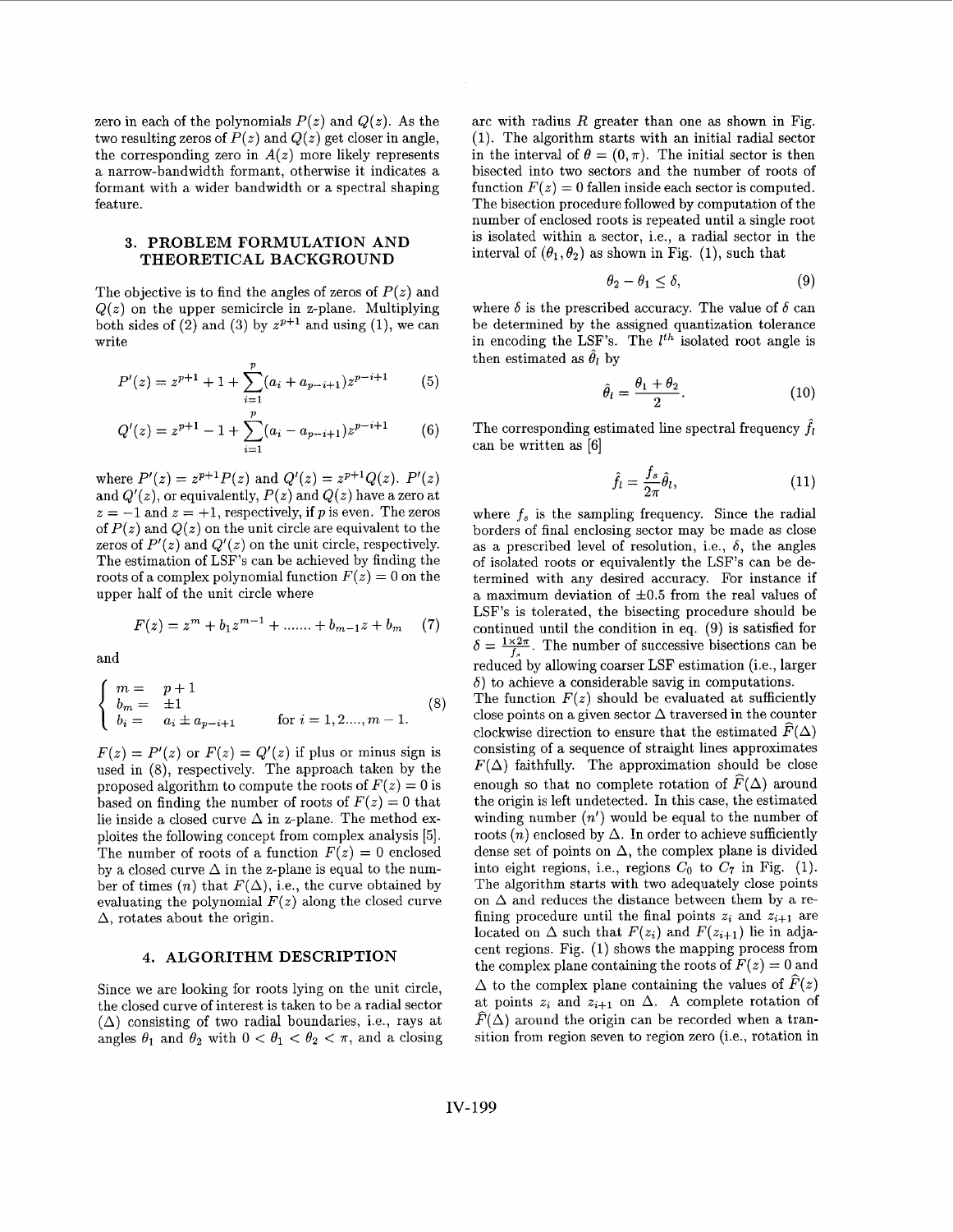zero in each of the polynomials $P(z)$ and $Q(z)$. As the two resulting zeros of $P(z)$ and $Q(z)$ get closer in angle, the corresponding zero in $A(z)$ more likely represents a narrow-bandwidth formant, otherwise it indicates a formant with a wider bandwidth or a spectral shaping feature.

## 3. PROBLEM FORMULATION AND THEORETICAL BACKGROUND

The objective is to find the angles of zeros of $P(z)$ and $Q(z)$ on the upper semicircle in z-plane. Multiplying both sides of (2) and (3) by $z^{p+1}$ and using (1), we can write

$$P'(z) = z^{p+1} + 1 + \sum_{i=1}^{p}(a_i + a_{p-i+1})z^{p-i+1} \tag{5}$$

$$Q'(z) = z^{p+1} - 1 + \sum_{i=1}^{p}(a_i - a_{p-i+1})z^{p-i+1} \tag{6}$$

where $P'(z) = z^{p+1}P(z)$ and $Q'(z) = z^{p+1}Q(z)$. $P'(z)$ and $Q'(z)$, or equivalently, $P(z)$ and $Q(z)$ have a zero at $z = -1$ and $z = +1$, respectively, if $p$ is even. The zeros of $P(z)$ and $Q(z)$ on the unit circle are equivalent to the zeros of $P'(z)$ and $Q'(z)$ on the unit circle, respectively. The estimation of LSF's can be achieved by finding the roots of a complex polynomial function $F(z) = 0$ on the upper half of the unit circle where

$$F(z) = z^m + b_1 z^{m-1} + \dots\dots + b_{m-1}z + b_m \tag{7}$$

and

$$\begin{cases} m = & p+1 \\ b_m = & \pm 1 \\ b_i = & a_i \pm a_{p-i+1} \qquad \text{for } i = 1, 2 \dots, m-1. \end{cases} \tag{8}$$

$F(z) = P'(z)$ or $F(z) = Q'(z)$ if plus or minus sign is used in (8), respectively. The approach taken by the proposed algorithm to compute the roots of $F(z) = 0$ is based on finding the number of roots of $F(z) = 0$ that lie inside a closed curve $\Delta$ in z-plane. The method exploites the following concept from complex analysis [5]. The number of roots of a function $F(z) = 0$ enclosed by a closed curve $\Delta$ in the z-plane is equal to the number of times ($n$) that $F(\Delta)$, i.e., the curve obtained by evaluating the polynomial $F(z)$ along the closed curve $\Delta$, rotates about the origin.

## 4. ALGORITHM DESCRIPTION

Since we are looking for roots lying on the unit circle, the closed curve of interest is taken to be a radial sector ($\Delta$) consisting of two radial boundaries, i.e., rays at angles $\theta_1$ and $\theta_2$ with $0 < \theta_1 < \theta_2 < \pi$, and a closing arc with radius $R$ greater than one as shown in Fig. (1). The algorithm starts with an initial radial sector in the interval of $\theta = (0, \pi)$. The initial sector is then bisected into two sectors and the number of roots of function $F(z) = 0$ fallen inside each sector is computed. The bisection procedure followed by computation of the number of enclosed roots is repeated until a single root is isolated within a sector, i.e., a radial sector in the interval of $(\theta_1, \theta_2)$ as shown in Fig. (1), such that

$$\theta_2 - \theta_1 \leq \delta, \tag{9}$$

where $\delta$ is the prescribed accuracy. The value of $\delta$ can be determined by the assigned quantization tolerance in encoding the LSF's. The $l^{th}$ isolated root angle is then estimated as $\hat{\theta}_l$ by

$$\hat{\theta}_l = \frac{\theta_1 + \theta_2}{2}. \tag{10}$$

The corresponding estimated line spectral frequency $\hat{f}_l$ can be written as [6]

$$\hat{f}_l = \frac{f_s}{2\pi}\hat{\theta}_l, \tag{11}$$

where $f_s$ is the sampling frequency. Since the radial borders of final enclosing sector may be made as close as a prescribed level of resolution, i.e., $\delta$, the angles of isolated roots or equivalently the LSF's can be determined with any desired accuracy. For instance if a maximum deviation of $\pm 0.5$ from the real values of LSF's is tolerated, the bisecting procedure should be continued until the condition in eq. (9) is satisfied for $\delta = \frac{1 \times 2\pi}{f_s}$. The number of successive bisections can be reduced by allowing coarser LSF estimation (i.e., larger $\delta$) to achieve a considerable savig in computations.

The function $F(z)$ should be evaluated at sufficiently close points on a given sector $\Delta$ traversed in the counter clockwise direction to ensure that the estimated $\widehat{F}(\Delta)$ consisting of a sequence of straight lines approximates $F(\Delta)$ faithfully. The approximation should be close enough so that no complete rotation of $\widehat{F}(\Delta)$ around the origin is left undetected. In this case, the estimated winding number ($n'$) would be equal to the number of roots ($n$) enclosed by $\Delta$. In order to achieve sufficiently dense set of points on $\Delta$, the complex plane is divided into eight regions, i.e., regions $C_0$ to $C_7$ in Fig. (1). The algorithm starts with two adequately close points on $\Delta$ and reduces the distance between them by a refining procedure until the final points $z_i$ and $z_{i+1}$ are located on $\Delta$ such that $F(z_i)$ and $F(z_{i+1})$ lie in adjacent regions. Fig. (1) shows the mapping process from the complex plane containing the roots of $F(z) = 0$ and $\Delta$ to the complex plane containing the values of $\widehat{F}(z)$ at points $z_i$ and $z_{i+1}$ on $\Delta$. A complete rotation of $\widehat{F}(\Delta)$ around the origin can be recorded when a transition from region seven to region zero (i.e., rotation in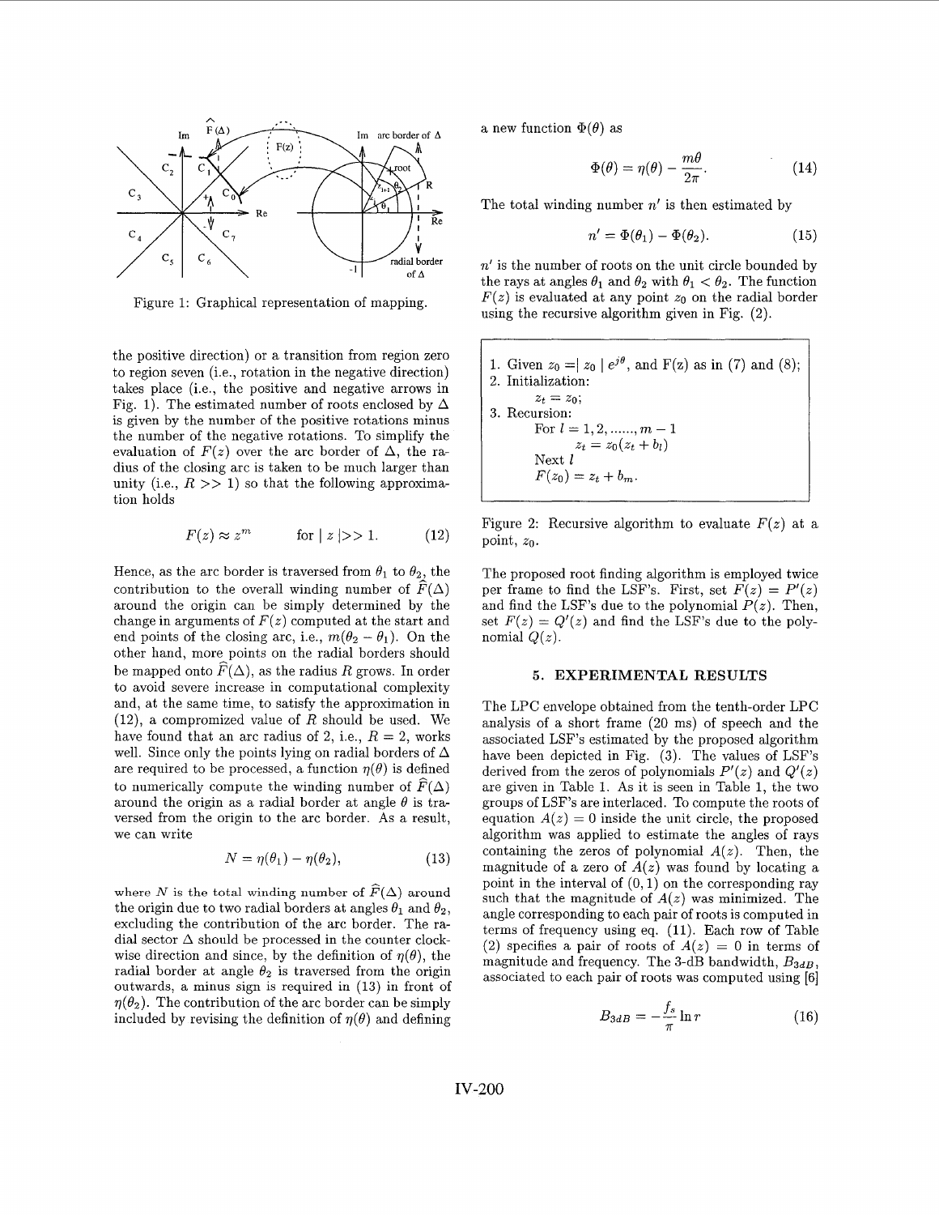Figure 1: Graphical representation of mapping.

the positive direction) or a transition from region zero to region seven (i.e., rotation in the negative direction) takes place (i.e., the positive and negative arrows in Fig. 1). The estimated number of roots enclosed by $\Delta$ is given by the number of the positive rotations minus the number of the negative rotations. To simplify the evaluation of $F(z)$ over the arc border of $\Delta$, the radius of the closing arc is taken to be much larger than unity (i.e., $R >> 1$) so that the following approximation holds

$$F(z) \approx z^m \qquad \text{for } | z | >> 1. \tag{12}$$

Hence, as the arc border is traversed from $\theta_1$ to $\theta_2$, the contribution to the overall winding number of $\widehat{F}(\Delta)$ around the origin can be simply determined by the change in arguments of $F(z)$ computed at the start and end points of the closing arc, i.e., $m(\theta_2 - \theta_1)$. On the other hand, more points on the radial borders should be mapped onto $\widehat{F}(\Delta)$, as the radius $R$ grows. In order to avoid severe increase in computational complexity and, at the same time, to satisfy the approximation in (12), a compromized value of $R$ should be used. We have found that an arc radius of 2, i.e., $R = 2$, works well. Since only the points lying on radial borders of $\Delta$ are required to be processed, a function $\eta(\theta)$ is defined to numerically compute the winding number of $\widehat{F}(\Delta)$ around the origin as a radial border at angle $\theta$ is traversed from the origin to the arc border. As a result, we can write

$$N = \eta(\theta_1) - \eta(\theta_2), \tag{13}$$

where $N$ is the total winding number of $\widehat{F}(\Delta)$ around the origin due to two radial borders at angles $\theta_1$ and $\theta_2$, excluding the contribution of the arc border. The radial sector $\Delta$ should be processed in the counter clockwise direction and since, by the definition of $\eta(\theta)$, the radial border at angle $\theta_2$ is traversed from the origin outwards, a minus sign is required in (13) in front of $\eta(\theta_2)$. The contribution of the arc border can be simply included by revising the definition of $\eta(\theta)$ and defining a new function $\Phi(\theta)$ as

$$\Phi(\theta) = \eta(\theta) - \frac{m\theta}{2\pi}. \tag{14}$$

The total winding number $n'$ is then estimated by

$$n' = \Phi(\theta_1) - \Phi(\theta_2). \tag{15}$$

$n'$ is the number of roots on the unit circle bounded by the rays at angles $\theta_1$ and $\theta_2$ with $\theta_1 < \theta_2$. The function $F(z)$ is evaluated at any point $z_0$ on the radial border using the recursive algorithm given in Fig. (2).

```
1. Given z_0 = |z_0| e^{jθ}, and F(z) as in (7) and (8);
2. Initialization:
       z_t = z_0;
3. Recursion:
       For l = 1, 2, ......, m − 1
           z_t = z_0(z_t + b_l)
       Next l
       F(z_0) = z_t + b_m.
```

Figure 2: Recursive algorithm to evaluate $F(z)$ at a point, $z_0$.

The proposed root finding algorithm is employed twice per frame to find the LSF's. First, set $F(z) = P'(z)$ and find the LSF's due to the polynomial $P(z)$. Then, set $F(z) = Q'(z)$ and find the LSF's due to the polynomial $Q(z)$.

## 5. EXPERIMENTAL RESULTS

The LPC envelope obtained from the tenth-order LPC analysis of a short frame (20 ms) of speech and the associated LSF's estimated by the proposed algorithm have been depicted in Fig. (3). The values of LSF's derived from the zeros of polynomials $P'(z)$ and $Q'(z)$ are given in Table 1. As it is seen in Table 1, the two groups of LSF's are interlaced. To compute the roots of equation $A(z) = 0$ inside the unit circle, the proposed algorithm was applied to estimate the angles of rays containing the zeros of polynomial $A(z)$. Then, the magnitude of a zero of $A(z)$ was found by locating a point in the interval of $(0, 1)$ on the corresponding ray such that the magnitude of $A(z)$ was minimized. The angle corresponding to each pair of roots is computed in terms of frequency using eq. (11). Each row of Table (2) specifies a pair of roots of $A(z) = 0$ in terms of magnitude and frequency. The 3-dB bandwidth, $B_{3dB}$, associated to each pair of roots was computed using [6]

$$B_{3dB} = -\frac{f_s}{\pi} \ln r \tag{16}$$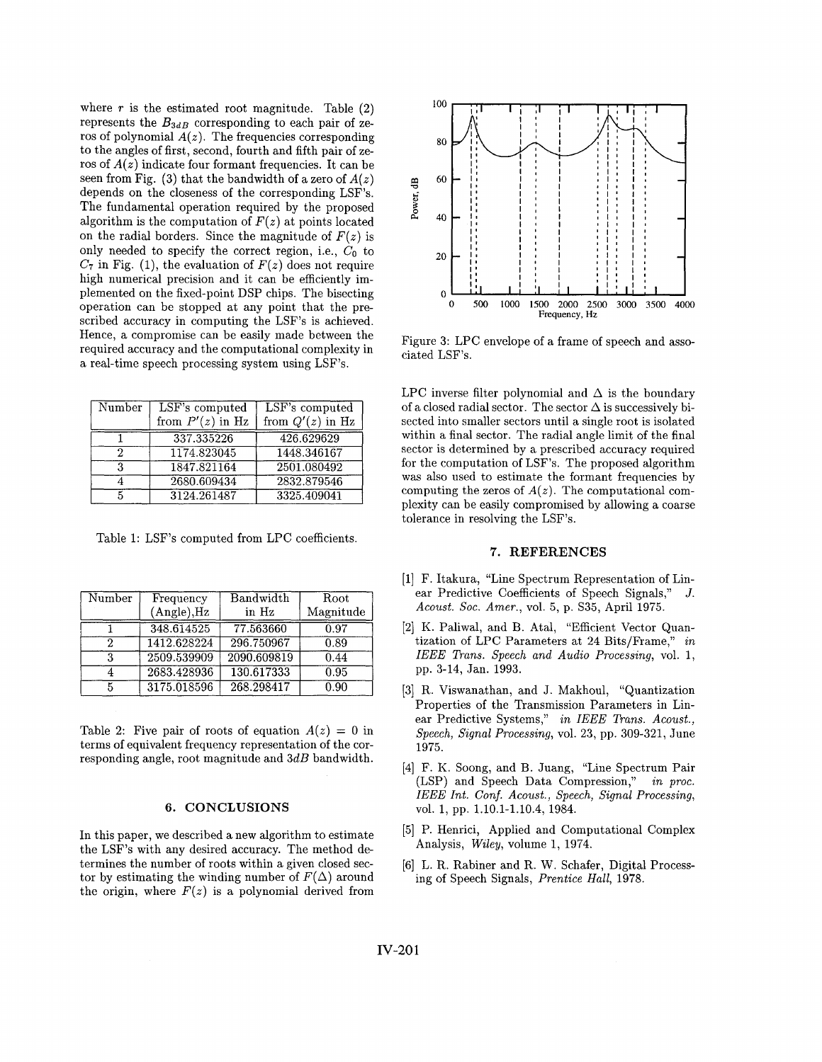where $r$ is the estimated root magnitude. Table (2) represents the $B_{3dB}$ corresponding to each pair of zeros of polynomial $A(z)$. The frequencies corresponding to the angles of first, second, fourth and fifth pair of zeros of $A(z)$ indicate four formant frequencies. It can be seen from Fig. (3) that the bandwidth of a zero of $A(z)$ depends on the closeness of the corresponding LSF's. The fundamental operation required by the proposed algorithm is the computation of $F(z)$ at points located on the radial borders. Since the magnitude of $F(z)$ is only needed to specify the correct region, i.e., $C_0$ to $C_7$ in Fig. (1), the evaluation of $F(z)$ does not require high numerical precision and it can be efficiently implemented on the fixed-point DSP chips. The bisecting operation can be stopped at any point that the prescribed accuracy in computing the LSF's is achieved. Hence, a compromise can be easily made between the required accuracy and the computational complexity in a real-time speech processing system using LSF's.

| Number | LSF's computed from $P'(z)$ in Hz | LSF's computed from $Q'(z)$ in Hz |
|---|---|---|
| 1 | 337.335226 | 426.629629 |
| 2 | 1174.823045 | 1448.346167 |
| 3 | 1847.821164 | 2501.080492 |
| 4 | 2680.609434 | 2832.879546 |
| 5 | 3124.261487 | 3325.409041 |

Table 1: LSF's computed from LPC coefficients.

| Number | Frequency (Angle),Hz | Bandwidth in Hz | Root Magnitude |
|---|---|---|---|
| 1 | 348.614525 | 77.563660 | 0.97 |
| 2 | 1412.628224 | 296.750967 | 0.89 |
| 3 | 2509.539909 | 2090.609819 | 0.44 |
| 4 | 2683.428936 | 130.617333 | 0.95 |
| 5 | 3175.018596 | 268.298417 | 0.90 |

Table 2: Five pair of roots of equation $A(z) = 0$ in terms of equivalent frequency representation of the corresponding angle, root magnitude and $3dB$ bandwidth.

100
80
60
40
20
0
Power, dB
0 500 1000 1500 2000 2500 3000 3500 4000
Frequency, Hz

Figure 3: LPC envelope of a frame of speech and associated LSF's.

## 6. CONCLUSIONS

In this paper, we described a new algorithm to estimate the LSF's with any desired accuracy. The method determines the number of roots within a given closed sector by estimating the winding number of $F(\Delta)$ around the origin, where $F(z)$ is a polynomial derived from LPC inverse filter polynomial and $\Delta$ is the boundary of a closed radial sector. The sector $\Delta$ is successively bisected into smaller sectors until a single root is isolated within a final sector. The radial angle limit of the final sector is determined by a prescribed accuracy required for the computation of LSF's. The proposed algorithm was also used to estimate the formant frequencies by computing the zeros of $A(z)$. The computational complexity can be easily compromised by allowing a coarse tolerance in resolving the LSF's.

## 7. REFERENCES

[1] F. Itakura, "Line Spectrum Representation of Linear Predictive Coefficients of Speech Signals," *J. Acoust. Soc. Amer.*, vol. 5, p. S35, April 1975.

[2] K. Paliwal, and B. Atal, "Efficient Vector Quantization of LPC Parameters at 24 Bits/Frame," *in IEEE Trans. Speech and Audio Processing*, vol. 1, pp. 3-14, Jan. 1993.

[3] R. Viswanathan, and J. Makhoul, "Quantization Properties of the Transmission Parameters in Linear Predictive Systems," *in IEEE Trans. Acoust., Speech, Signal Processing*, vol. 23, pp. 309-321, June 1975.

[4] F. K. Soong, and B. Juang, "Line Spectrum Pair (LSP) and Speech Data Compression," *in proc. IEEE Int. Conf. Acoust., Speech, Signal Processing*, vol. 1, pp. 1.10.1-1.10.4, 1984.

[5] P. Henrici, Applied and Computational Complex Analysis, *Wiley*, volume 1, 1974.

[6] L. R. Rabiner and R. W. Schafer, Digital Processing of Speech Signals, *Prentice Hall*, 1978.